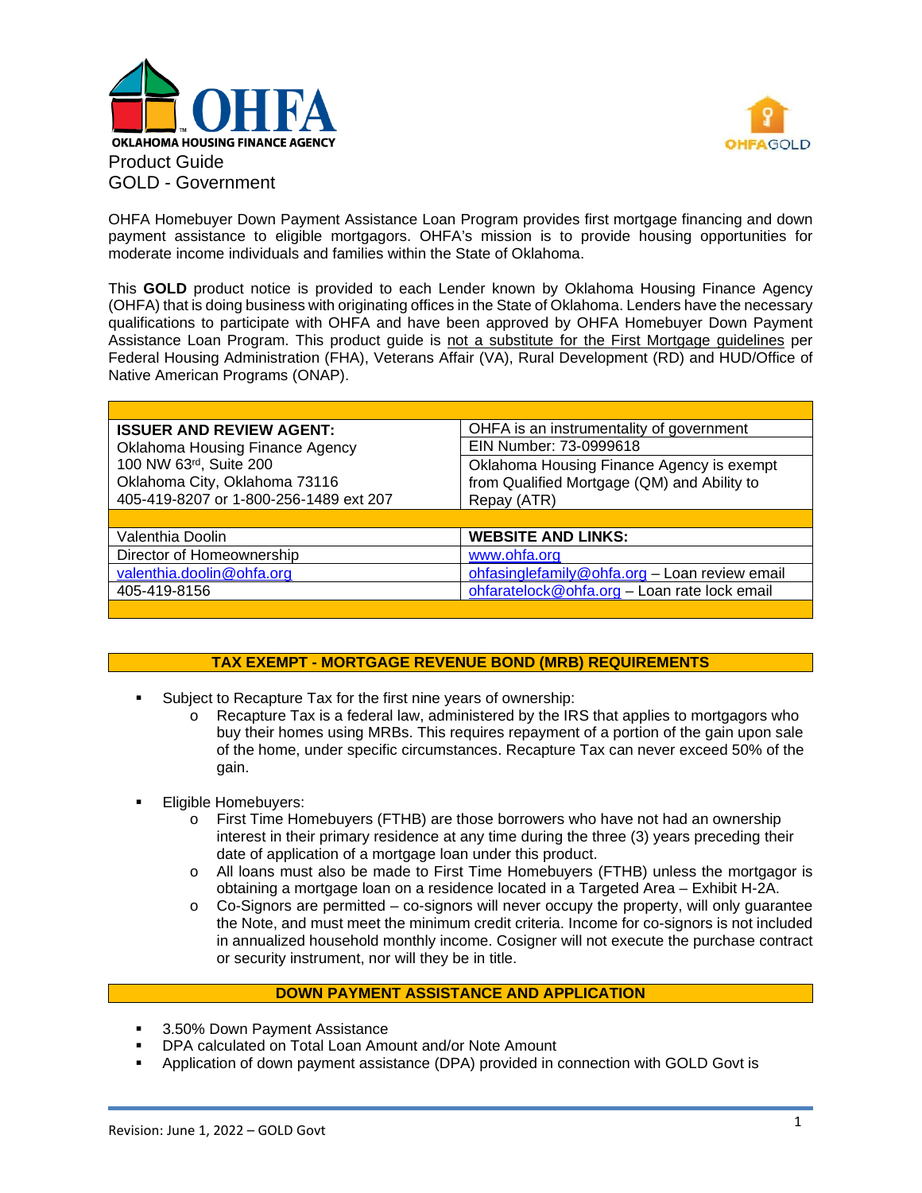OKLAHOMA HOUSING FINANCE AGENCY

# Product Guide
## GOLD - Government

OHFA Homebuyer Down Payment Assistance Loan Program provides first mortgage financing and down payment assistance to eligible mortgagors. OHFA's mission is to provide housing opportunities for moderate income individuals and families within the State of Oklahoma.

This **GOLD** product notice is provided to each Lender known by Oklahoma Housing Finance Agency (OHFA) that is doing business with originating offices in the State of Oklahoma. Lenders have the necessary qualifications to participate with OHFA and have been approved by OHFA Homebuyer Down Payment Assistance Loan Program. This product guide is not a substitute for the First Mortgage guidelines per Federal Housing Administration (FHA), Veterans Affair (VA), Rural Development (RD) and HUD/Office of Native American Programs (ONAP).

| | |
|---|---|
| **ISSUER AND REVIEW AGENT:**<br>Oklahoma Housing Finance Agency<br>100 NW 63rd, Suite 200<br>Oklahoma City, Oklahoma 73116<br>405-419-8207 or 1-800-256-1489 ext 207 | OHFA is an instrumentality of government<br>EIN Number: 73-0999618<br>Oklahoma Housing Finance Agency is exempt from Qualified Mortgage (QM) and Ability to Repay (ATR) |
| Valenthia Doolin | **WEBSITE AND LINKS:** |
| Director of Homeownership | www.ohfa.org |
| valenthia.doolin@ohfa.org | ohfasinglefamily@ohfa.org – Loan review email |
| 405-419-8156 | ohfaratelock@ohfa.org – Loan rate lock email |

## TAX EXEMPT - MORTGAGE REVENUE BOND (MRB) REQUIREMENTS

- Subject to Recapture Tax for the first nine years of ownership:
  - Recapture Tax is a federal law, administered by the IRS that applies to mortgagors who buy their homes using MRBs. This requires repayment of a portion of the gain upon sale of the home, under specific circumstances. Recapture Tax can never exceed 50% of the gain.
- Eligible Homebuyers:
  - First Time Homebuyers (FTHB) are those borrowers who have not had an ownership interest in their primary residence at any time during the three (3) years preceding their date of application of a mortgage loan under this product.
  - All loans must also be made to First Time Homebuyers (FTHB) unless the mortgagor is obtaining a mortgage loan on a residence located in a Targeted Area – Exhibit H-2A.
  - Co-Signors are permitted – co-signors will never occupy the property, will only guarantee the Note, and must meet the minimum credit criteria. Income for co-signors is not included in annualized household monthly income. Cosigner will not execute the purchase contract or security instrument, nor will they be in title.

## DOWN PAYMENT ASSISTANCE AND APPLICATION

- 3.50% Down Payment Assistance
- DPA calculated on Total Loan Amount and/or Note Amount
- Application of down payment assistance (DPA) provided in connection with GOLD Govt is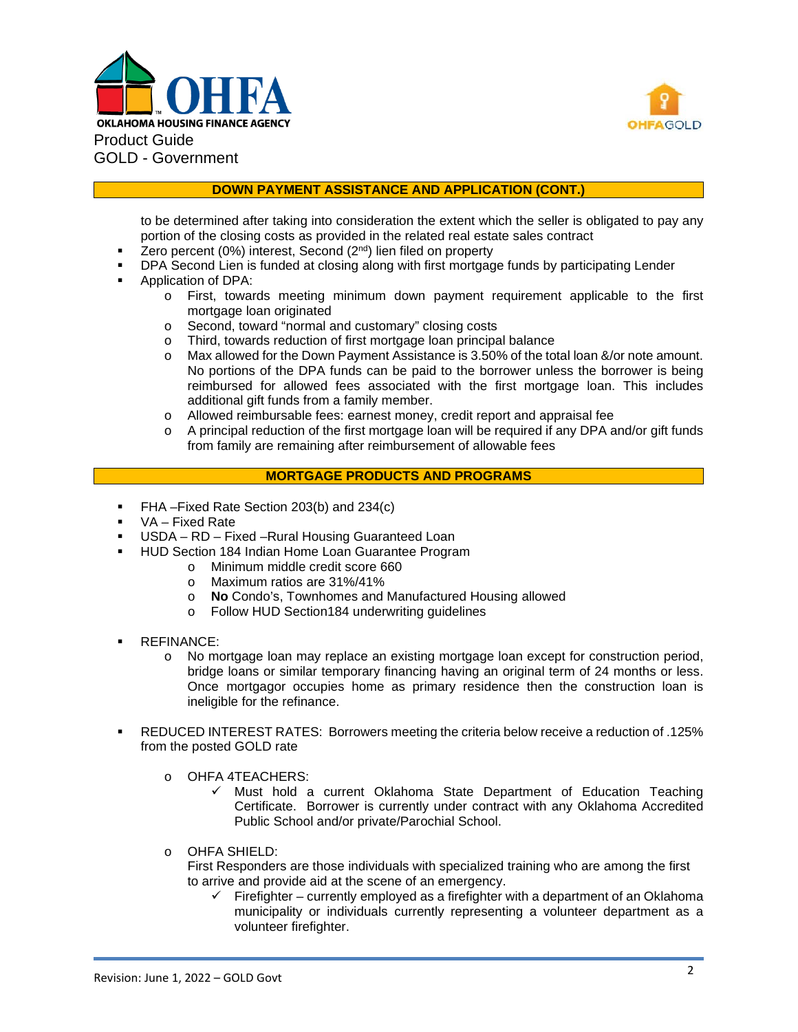## DOWN PAYMENT ASSISTANCE AND APPLICATION (CONT.)

to be determined after taking into consideration the extent which the seller is obligated to pay any portion of the closing costs as provided in the related real estate sales contract

- Zero percent (0%) interest, Second (2nd) lien filed on property
- DPA Second Lien is funded at closing along with first mortgage funds by participating Lender
- Application of DPA:
  - First, towards meeting minimum down payment requirement applicable to the first mortgage loan originated
  - Second, toward "normal and customary" closing costs
  - Third, towards reduction of first mortgage loan principal balance
  - Max allowed for the Down Payment Assistance is 3.50% of the total loan &/or note amount. No portions of the DPA funds can be paid to the borrower unless the borrower is being reimbursed for allowed fees associated with the first mortgage loan. This includes additional gift funds from a family member.
  - Allowed reimbursable fees: earnest money, credit report and appraisal fee
  - A principal reduction of the first mortgage loan will be required if any DPA and/or gift funds from family are remaining after reimbursement of allowable fees

## MORTGAGE PRODUCTS AND PROGRAMS

- FHA –Fixed Rate Section 203(b) and 234(c)
- VA – Fixed Rate
- USDA – RD – Fixed –Rural Housing Guaranteed Loan
- HUD Section 184 Indian Home Loan Guarantee Program
  - Minimum middle credit score 660
  - Maximum ratios are 31%/41%
  - **No** Condo's, Townhomes and Manufactured Housing allowed
  - Follow HUD Section184 underwriting guidelines

- REFINANCE:
  - No mortgage loan may replace an existing mortgage loan except for construction period, bridge loans or similar temporary financing having an original term of 24 months or less. Once mortgagor occupies home as primary residence then the construction loan is ineligible for the refinance.

- REDUCED INTEREST RATES: Borrowers meeting the criteria below receive a reduction of .125% from the posted GOLD rate

  - OHFA 4TEACHERS:
    - ✓ Must hold a current Oklahoma State Department of Education Teaching Certificate. Borrower is currently under contract with any Oklahoma Accredited Public School and/or private/Parochial School.

  - OHFA SHIELD:
    First Responders are those individuals with specialized training who are among the first to arrive and provide aid at the scene of an emergency.
    - ✓ Firefighter – currently employed as a firefighter with a department of an Oklahoma municipality or individuals currently representing a volunteer department as a volunteer firefighter.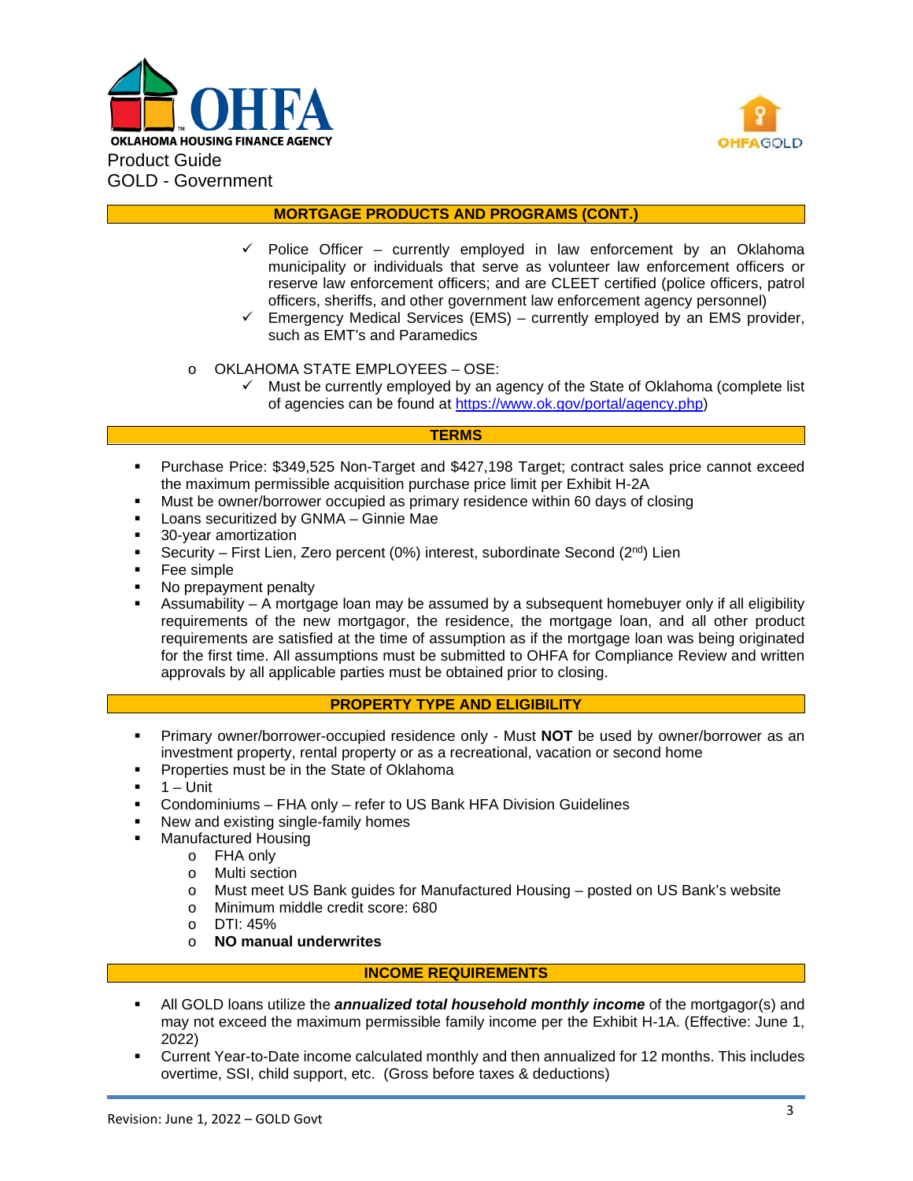## MORTGAGE PRODUCTS AND PROGRAMS (CONT.)

- ✓ Police Officer – currently employed in law enforcement by an Oklahoma municipality or individuals that serve as volunteer law enforcement officers or reserve law enforcement officers; and are CLEET certified (police officers, patrol officers, sheriffs, and other government law enforcement agency personnel)
- ✓ Emergency Medical Services (EMS) – currently employed by an EMS provider, such as EMT's and Paramedics

- OKLAHOMA STATE EMPLOYEES – OSE:
  - ✓ Must be currently employed by an agency of the State of Oklahoma (complete list of agencies can be found at https://www.ok.gov/portal/agency.php)

## TERMS

- Purchase Price: $349,525 Non-Target and $427,198 Target; contract sales price cannot exceed the maximum permissible acquisition purchase price limit per Exhibit H-2A
- Must be owner/borrower occupied as primary residence within 60 days of closing
- Loans securitized by GNMA – Ginnie Mae
- 30-year amortization
- Security – First Lien, Zero percent (0%) interest, subordinate Second (2nd) Lien
- Fee simple
- No prepayment penalty
- Assumability – A mortgage loan may be assumed by a subsequent homebuyer only if all eligibility requirements of the new mortgagor, the residence, the mortgage loan, and all other product requirements are satisfied at the time of assumption as if the mortgage loan was being originated for the first time. All assumptions must be submitted to OHFA for Compliance Review and written approvals by all applicable parties must be obtained prior to closing.

## PROPERTY TYPE AND ELIGIBILITY

- Primary owner/borrower-occupied residence only - Must **NOT** be used by owner/borrower as an investment property, rental property or as a recreational, vacation or second home
- Properties must be in the State of Oklahoma
- 1 – Unit
- Condominiums – FHA only – refer to US Bank HFA Division Guidelines
- New and existing single-family homes
- Manufactured Housing
  - FHA only
  - Multi section
  - Must meet US Bank guides for Manufactured Housing – posted on US Bank's website
  - Minimum middle credit score: 680
  - DTI: 45%
  - **NO manual underwrites**

## INCOME REQUIREMENTS

- All GOLD loans utilize the ***annualized total household monthly income*** of the mortgagor(s) and may not exceed the maximum permissible family income per the Exhibit H-1A. (Effective: June 1, 2022)
- Current Year-to-Date income calculated monthly and then annualized for 12 months. This includes overtime, SSI, child support, etc. (Gross before taxes & deductions)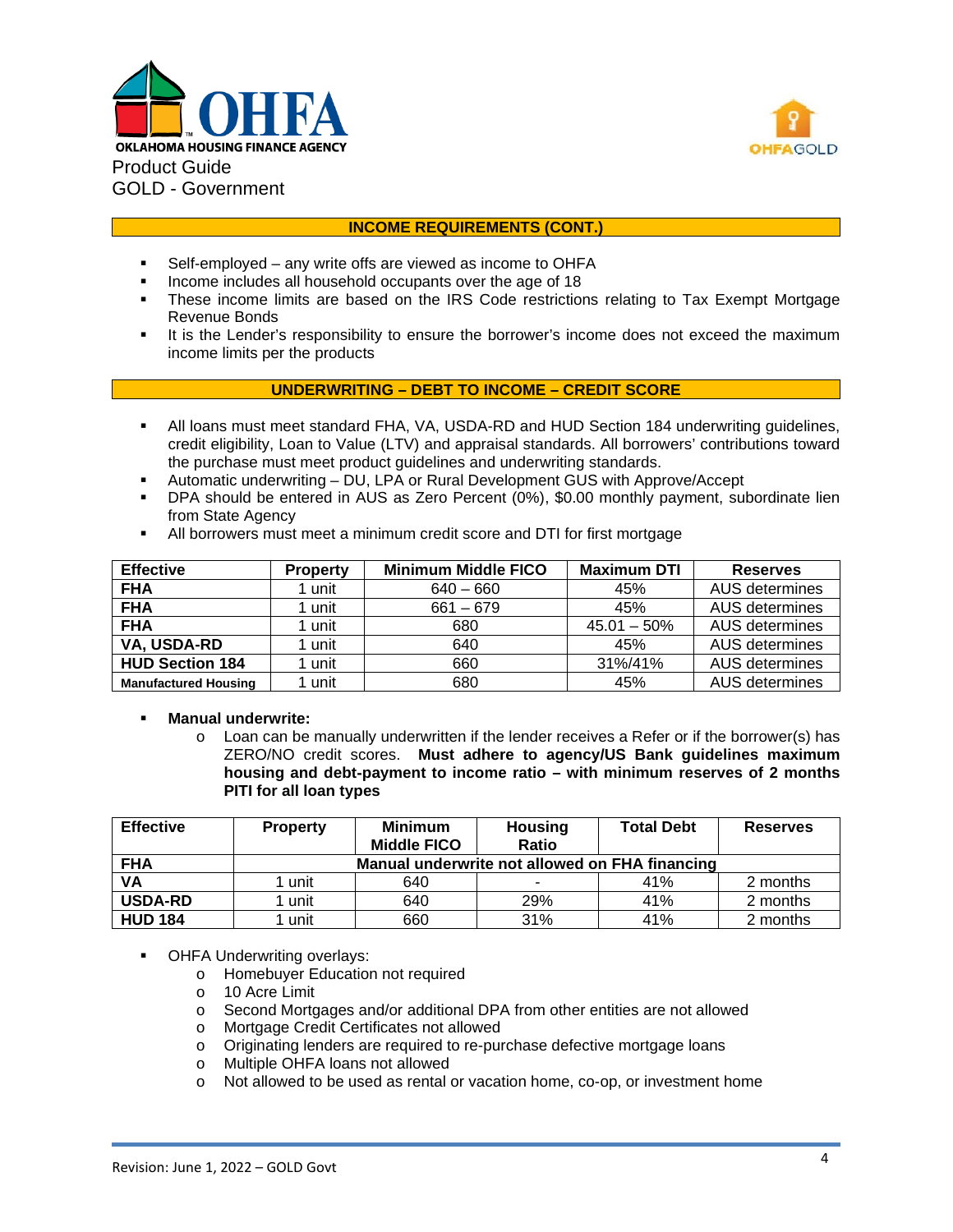# OHFA OKLAHOMA HOUSING FINANCE AGENCY

Product Guide
GOLD - Government

## INCOME REQUIREMENTS (CONT.)

- Self-employed – any write offs are viewed as income to OHFA
- Income includes all household occupants over the age of 18
- These income limits are based on the IRS Code restrictions relating to Tax Exempt Mortgage Revenue Bonds
- It is the Lender's responsibility to ensure the borrower's income does not exceed the maximum income limits per the products

## UNDERWRITING – DEBT TO INCOME – CREDIT SCORE

- All loans must meet standard FHA, VA, USDA-RD and HUD Section 184 underwriting guidelines, credit eligibility, Loan to Value (LTV) and appraisal standards. All borrowers' contributions toward the purchase must meet product guidelines and underwriting standards.
- Automatic underwriting – DU, LPA or Rural Development GUS with Approve/Accept
- DPA should be entered in AUS as Zero Percent (0%), $0.00 monthly payment, subordinate lien from State Agency
- All borrowers must meet a minimum credit score and DTI for first mortgage

| Effective | Property | Minimum Middle FICO | Maximum DTI | Reserves |
|---|---|---|---|---|
| **FHA** | 1 unit | 640 – 660 | 45% | AUS determines |
| **FHA** | 1 unit | 661 – 679 | 45% | AUS determines |
| **FHA** | 1 unit | 680 | 45.01 – 50% | AUS determines |
| **VA, USDA-RD** | 1 unit | 640 | 45% | AUS determines |
| **HUD Section 184** | 1 unit | 660 | 31%/41% | AUS determines |
| **Manufactured Housing** | 1 unit | 680 | 45% | AUS determines |

- **Manual underwrite:**
  - Loan can be manually underwritten if the lender receives a Refer or if the borrower(s) has ZERO/NO credit scores. **Must adhere to agency/US Bank guidelines maximum housing and debt-payment to income ratio – with minimum reserves of 2 months PITI for all loan types**

| Effective | Property | Minimum Middle FICO | Housing Ratio | Total Debt | Reserves |
|---|---|---|---|---|---|
| **FHA** | **Manual underwrite not allowed on FHA financing** | | | | |
| **VA** | 1 unit | 640 | - | 41% | 2 months |
| **USDA-RD** | 1 unit | 640 | 29% | 41% | 2 months |
| **HUD 184** | 1 unit | 660 | 31% | 41% | 2 months |

- OHFA Underwriting overlays:
  - Homebuyer Education not required
  - 10 Acre Limit
  - Second Mortgages and/or additional DPA from other entities are not allowed
  - Mortgage Credit Certificates not allowed
  - Originating lenders are required to re-purchase defective mortgage loans
  - Multiple OHFA loans not allowed
  - Not allowed to be used as rental or vacation home, co-op, or investment home

Revision: June 1, 2022 – GOLD Govt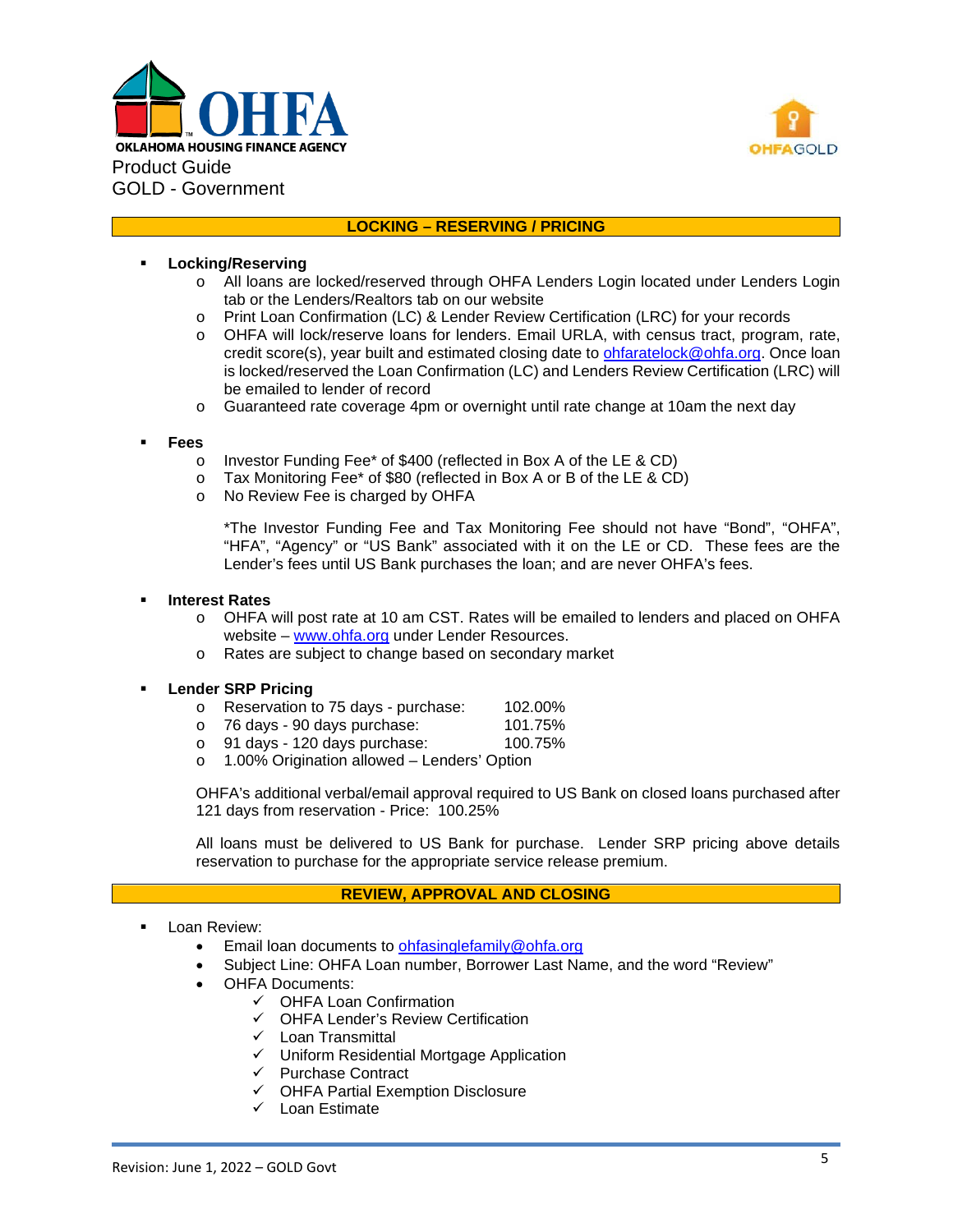OKLAHOMA HOUSING FINANCE AGENCY

Product Guide
GOLD - Government

## LOCKING – RESERVING / PRICING

- **Locking/Reserving**
  - All loans are locked/reserved through OHFA Lenders Login located under Lenders Login tab or the Lenders/Realtors tab on our website
  - Print Loan Confirmation (LC) & Lender Review Certification (LRC) for your records
  - OHFA will lock/reserve loans for lenders. Email URLA, with census tract, program, rate, credit score(s), year built and estimated closing date to ohfaratelock@ohfa.org. Once loan is locked/reserved the Loan Confirmation (LC) and Lenders Review Certification (LRC) will be emailed to lender of record
  - Guaranteed rate coverage 4pm or overnight until rate change at 10am the next day

- **Fees**
  - Investor Funding Fee* of $400 (reflected in Box A of the LE & CD)
  - Tax Monitoring Fee* of $80 (reflected in Box A or B of the LE & CD)
  - No Review Fee is charged by OHFA

  *The Investor Funding Fee and Tax Monitoring Fee should not have "Bond", "OHFA", "HFA", "Agency" or "US Bank" associated with it on the LE or CD. These fees are the Lender's fees until US Bank purchases the loan; and are never OHFA's fees.

- **Interest Rates**
  - OHFA will post rate at 10 am CST. Rates will be emailed to lenders and placed on OHFA website – www.ohfa.org under Lender Resources.
  - Rates are subject to change based on secondary market

- **Lender SRP Pricing**
  - Reservation to 75 days - purchase: 102.00%
  - 76 days - 90 days purchase: 101.75%
  - 91 days - 120 days purchase: 100.75%
  - 1.00% Origination allowed – Lenders' Option

  OHFA's additional verbal/email approval required to US Bank on closed loans purchased after 121 days from reservation - Price: 100.25%

  All loans must be delivered to US Bank for purchase. Lender SRP pricing above details reservation to purchase for the appropriate service release premium.

## REVIEW, APPROVAL AND CLOSING

- Loan Review:
  - Email loan documents to ohfasinglefamily@ohfa.org
  - Subject Line: OHFA Loan number, Borrower Last Name, and the word "Review"
  - OHFA Documents:
    - ✓ OHFA Loan Confirmation
    - ✓ OHFA Lender's Review Certification
    - ✓ Loan Transmittal
    - ✓ Uniform Residential Mortgage Application
    - ✓ Purchase Contract
    - ✓ OHFA Partial Exemption Disclosure
    - ✓ Loan Estimate

Revision: June 1, 2022 – GOLD Govt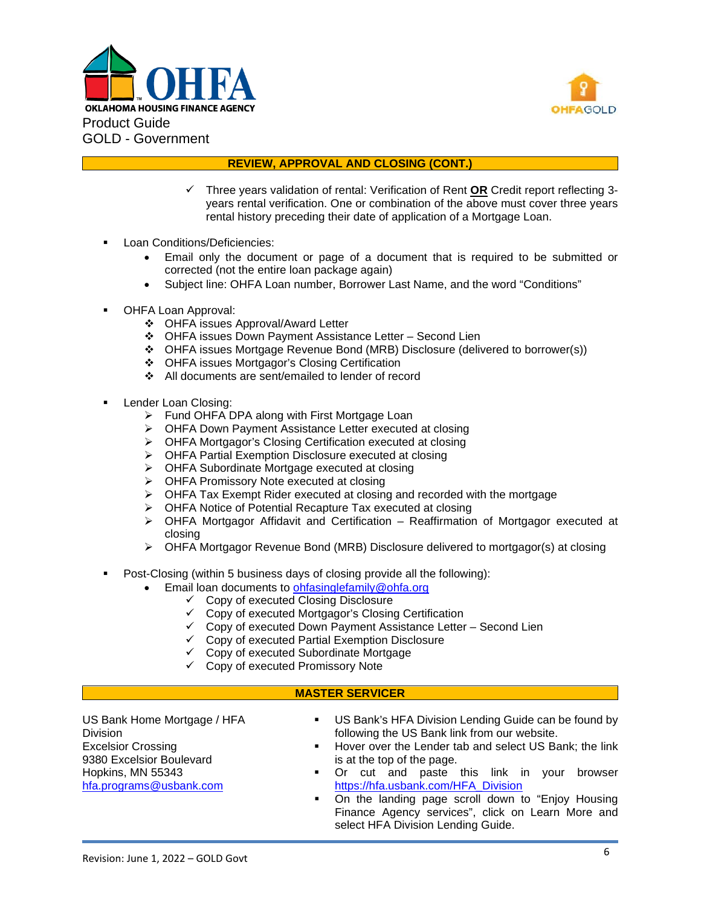## REVIEW, APPROVAL AND CLOSING (CONT.)

- ✓ Three years validation of rental: Verification of Rent **OR** Credit report reflecting 3-years rental verification. One or combination of the above must cover three years rental history preceding their date of application of a Mortgage Loan.

- Loan Conditions/Deficiencies:
  - Email only the document or page of a document that is required to be submitted or corrected (not the entire loan package again)
  - Subject line: OHFA Loan number, Borrower Last Name, and the word "Conditions"

- OHFA Loan Approval:
  - OHFA issues Approval/Award Letter
  - OHFA issues Down Payment Assistance Letter – Second Lien
  - OHFA issues Mortgage Revenue Bond (MRB) Disclosure (delivered to borrower(s))
  - OHFA issues Mortgagor's Closing Certification
  - All documents are sent/emailed to lender of record

- Lender Loan Closing:
  - Fund OHFA DPA along with First Mortgage Loan
  - OHFA Down Payment Assistance Letter executed at closing
  - OHFA Mortgagor's Closing Certification executed at closing
  - OHFA Partial Exemption Disclosure executed at closing
  - OHFA Subordinate Mortgage executed at closing
  - OHFA Promissory Note executed at closing
  - OHFA Tax Exempt Rider executed at closing and recorded with the mortgage
  - OHFA Notice of Potential Recapture Tax executed at closing
  - OHFA Mortgagor Affidavit and Certification – Reaffirmation of Mortgagor executed at closing
  - OHFA Mortgagor Revenue Bond (MRB) Disclosure delivered to mortgagor(s) at closing

- Post-Closing (within 5 business days of closing provide all the following):
  - Email loan documents to ohfasinglefamily@ohfa.org
    - ✓ Copy of executed Closing Disclosure
    - ✓ Copy of executed Mortgagor's Closing Certification
    - ✓ Copy of executed Down Payment Assistance Letter – Second Lien
    - ✓ Copy of executed Partial Exemption Disclosure
    - ✓ Copy of executed Subordinate Mortgage
    - ✓ Copy of executed Promissory Note

## MASTER SERVICER

US Bank Home Mortgage / HFA Division
Excelsior Crossing
9380 Excelsior Boulevard
Hopkins, MN 55343
hfa.programs@usbank.com

- US Bank's HFA Division Lending Guide can be found by following the US Bank link from our website.
- Hover over the Lender tab and select US Bank; the link is at the top of the page.
- Or cut and paste this link in your browser https://hfa.usbank.com/HFA_Division
- On the landing page scroll down to "Enjoy Housing Finance Agency services", click on Learn More and select HFA Division Lending Guide.

Revision: June 1, 2022 – GOLD Govt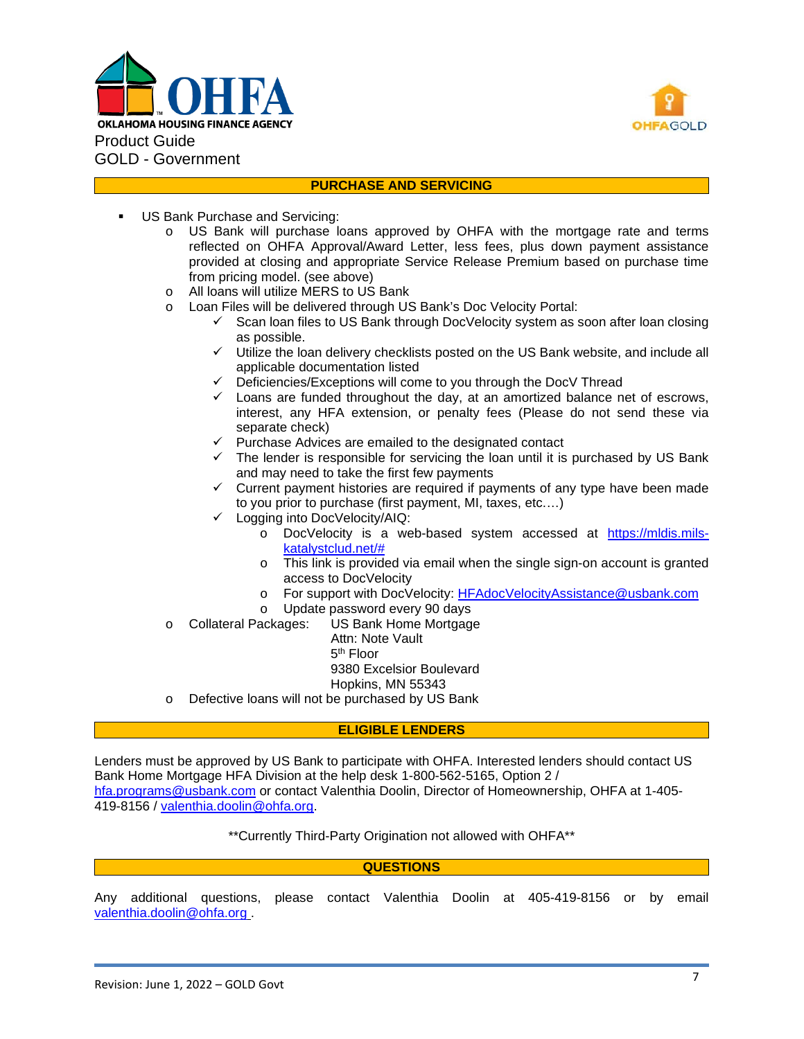OKLAHOMA HOUSING FINANCE AGENCY

Product Guide
GOLD - Government

## PURCHASE AND SERVICING

- US Bank Purchase and Servicing:
  - US Bank will purchase loans approved by OHFA with the mortgage rate and terms reflected on OHFA Approval/Award Letter, less fees, plus down payment assistance provided at closing and appropriate Service Release Premium based on purchase time from pricing model. (see above)
  - All loans will utilize MERS to US Bank
  - Loan Files will be delivered through US Bank's Doc Velocity Portal:
    - ✓ Scan loan files to US Bank through DocVelocity system as soon after loan closing as possible.
    - ✓ Utilize the loan delivery checklists posted on the US Bank website, and include all applicable documentation listed
    - ✓ Deficiencies/Exceptions will come to you through the DocV Thread
    - ✓ Loans are funded throughout the day, at an amortized balance net of escrows, interest, any HFA extension, or penalty fees (Please do not send these via separate check)
    - ✓ Purchase Advices are emailed to the designated contact
    - ✓ The lender is responsible for servicing the loan until it is purchased by US Bank and may need to take the first few payments
    - ✓ Current payment histories are required if payments of any type have been made to you prior to purchase (first payment, MI, taxes, etc.…)
    - ✓ Logging into DocVelocity/AIQ:
      - DocVelocity is a web-based system accessed at https://mldis.mils-katalystclud.net/#
      - This link is provided via email when the single sign-on account is granted access to DocVelocity
      - For support with DocVelocity: HFAdocVelocityAssistance@usbank.com
      - Update password every 90 days
  - Collateral Packages: US Bank Home Mortgage
    Attn: Note Vault
    5th Floor
    9380 Excelsior Boulevard
    Hopkins, MN 55343
  - Defective loans will not be purchased by US Bank

## ELIGIBLE LENDERS

Lenders must be approved by US Bank to participate with OHFA. Interested lenders should contact US Bank Home Mortgage HFA Division at the help desk 1-800-562-5165, Option 2 / hfa.programs@usbank.com or contact Valenthia Doolin, Director of Homeownership, OHFA at 1-405-419-8156 / valenthia.doolin@ohfa.org.

**Currently Third-Party Origination not allowed with OHFA**

## QUESTIONS

Any additional questions, please contact Valenthia Doolin at 405-419-8156 or by email valenthia.doolin@ohfa.org .

Revision: June 1, 2022 – GOLD Govt